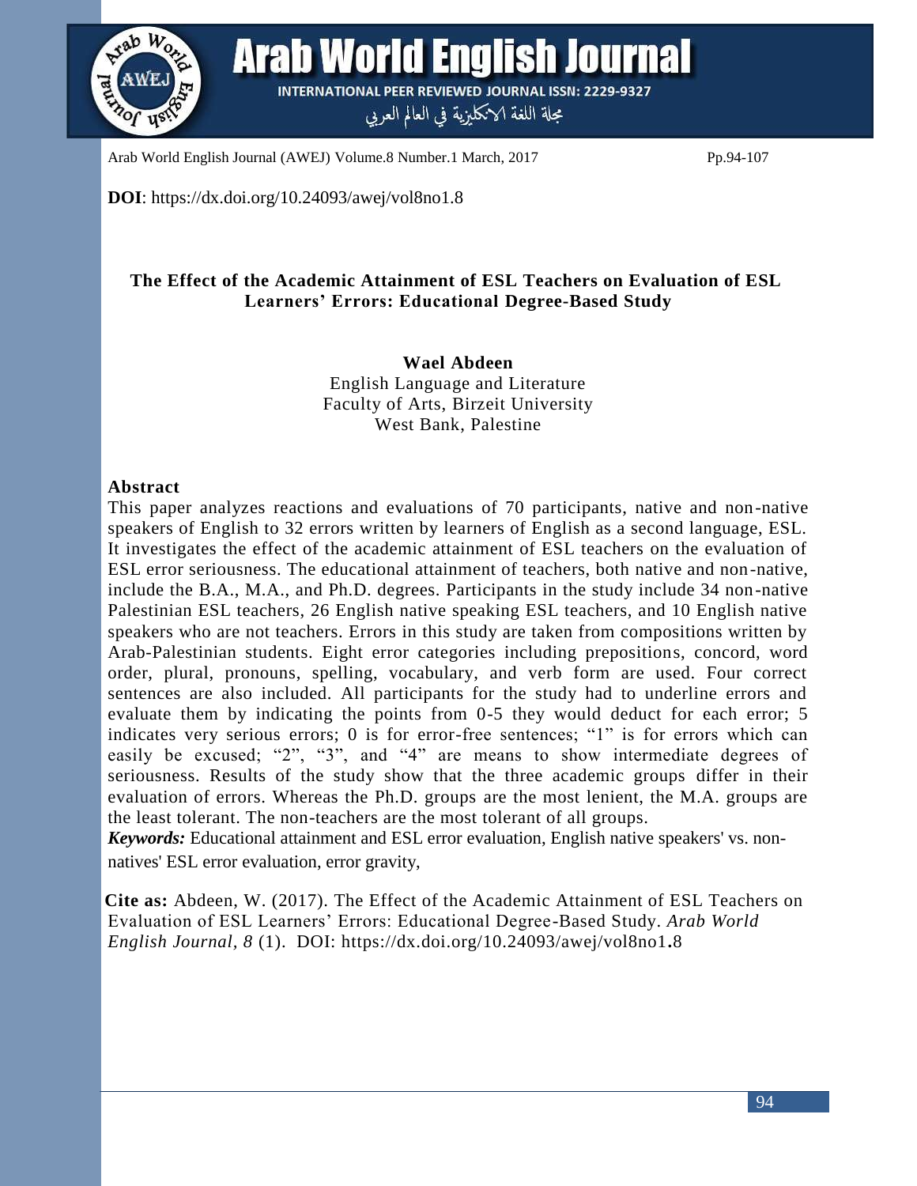**DOI**: https://dx.doi.org/10.24093/awej/vol8no1.8

# The Effect of the Academic Attainment of ESL Teachers on Evaluation of ESL Learners' Errors: Educational Degree-Based Study

**Wael Abdeen**
English Language and Literature
Faculty of Arts, Birzeit University
West Bank, Palestine

## Abstract

This paper analyzes reactions and evaluations of 70 participants, native and non-native speakers of English to 32 errors written by learners of English as a second language, ESL. It investigates the effect of the academic attainment of ESL teachers on the evaluation of ESL error seriousness. The educational attainment of teachers, both native and non-native, include the B.A., M.A., and Ph.D. degrees. Participants in the study include 34 non-native Palestinian ESL teachers, 26 English native speaking ESL teachers, and 10 English native speakers who are not teachers. Errors in this study are taken from compositions written by Arab-Palestinian students. Eight error categories including prepositions, concord, word order, plural, pronouns, spelling, vocabulary, and verb form are used. Four correct sentences are also included. All participants for the study had to underline errors and evaluate them by indicating the points from 0-5 they would deduct for each error; 5 indicates very serious errors; 0 is for error-free sentences; "1" is for errors which can easily be excused; "2", "3", and "4" are means to show intermediate degrees of seriousness. Results of the study show that the three academic groups differ in their evaluation of errors. Whereas the Ph.D. groups are the most lenient, the M.A. groups are the least tolerant. The non-teachers are the most tolerant of all groups.

***Keywords:*** Educational attainment and ESL error evaluation, English native speakers' vs. non-natives' ESL error evaluation, error gravity,

**Cite as:** Abdeen, W. (2017). The Effect of the Academic Attainment of ESL Teachers on Evaluation of ESL Learners' Errors: Educational Degree-Based Study. *Arab World English Journal, 8* (1). DOI: https://dx.doi.org/10.24093/awej/vol8no1.8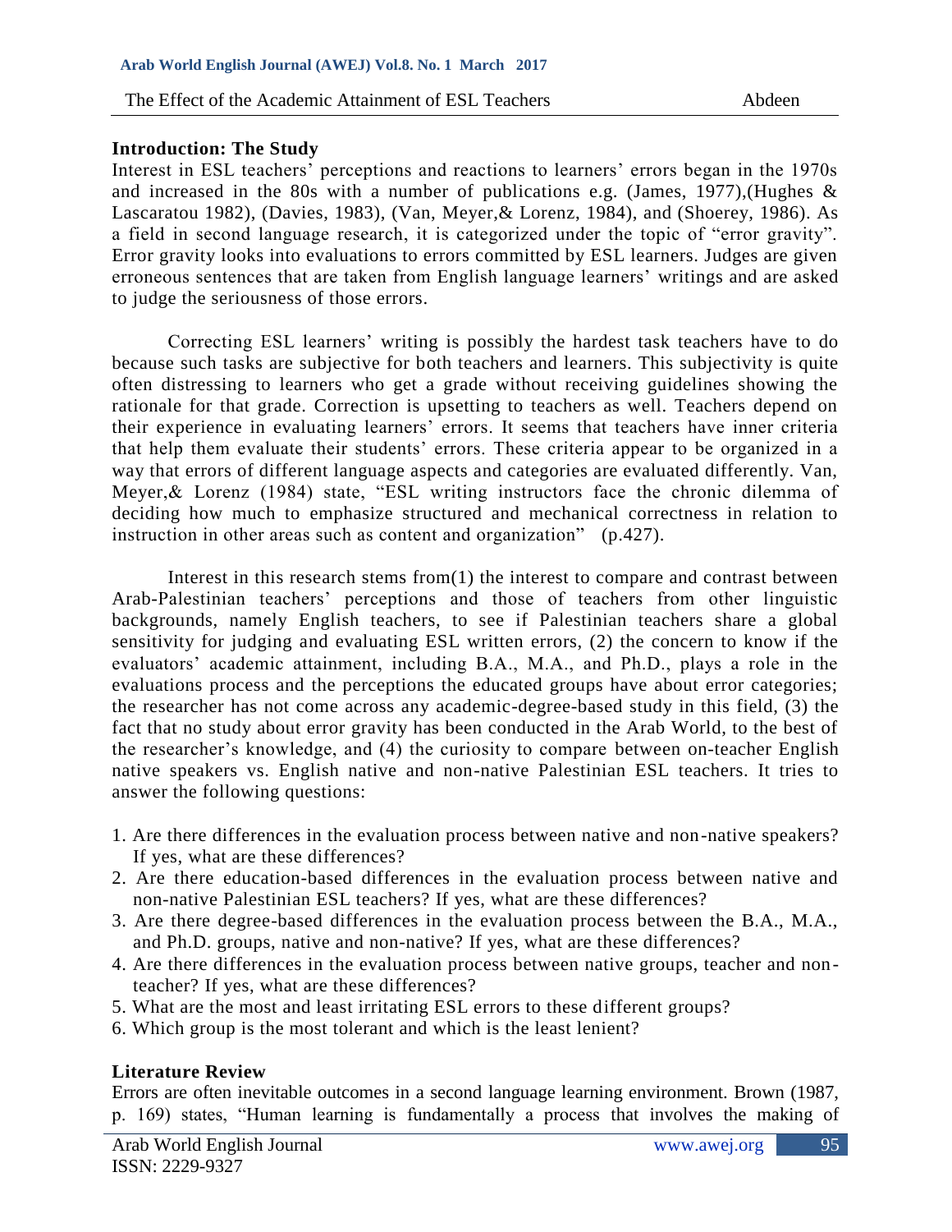## Introduction: The Study

Interest in ESL teachers' perceptions and reactions to learners' errors began in the 1970s and increased in the 80s with a number of publications e.g. (James, 1977),(Hughes & Lascaratou 1982), (Davies, 1983), (Van, Meyer,& Lorenz, 1984), and (Shoerey, 1986). As a field in second language research, it is categorized under the topic of "error gravity". Error gravity looks into evaluations to errors committed by ESL learners. Judges are given erroneous sentences that are taken from English language learners' writings and are asked to judge the seriousness of those errors.

Correcting ESL learners' writing is possibly the hardest task teachers have to do because such tasks are subjective for both teachers and learners. This subjectivity is quite often distressing to learners who get a grade without receiving guidelines showing the rationale for that grade. Correction is upsetting to teachers as well. Teachers depend on their experience in evaluating learners' errors. It seems that teachers have inner criteria that help them evaluate their students' errors. These criteria appear to be organized in a way that errors of different language aspects and categories are evaluated differently. Van, Meyer,& Lorenz (1984) state, "ESL writing instructors face the chronic dilemma of deciding how much to emphasize structured and mechanical correctness in relation to instruction in other areas such as content and organization" (p.427).

Interest in this research stems from(1) the interest to compare and contrast between Arab-Palestinian teachers' perceptions and those of teachers from other linguistic backgrounds, namely English teachers, to see if Palestinian teachers share a global sensitivity for judging and evaluating ESL written errors, (2) the concern to know if the evaluators' academic attainment, including B.A., M.A., and Ph.D., plays a role in the evaluations process and the perceptions the educated groups have about error categories; the researcher has not come across any academic-degree-based study in this field, (3) the fact that no study about error gravity has been conducted in the Arab World, to the best of the researcher's knowledge, and (4) the curiosity to compare between on-teacher English native speakers vs. English native and non-native Palestinian ESL teachers. It tries to answer the following questions:

1. Are there differences in the evaluation process between native and non-native speakers? If yes, what are these differences?
2. Are there education-based differences in the evaluation process between native and non-native Palestinian ESL teachers? If yes, what are these differences?
3. Are there degree-based differences in the evaluation process between the B.A., M.A., and Ph.D. groups, native and non-native? If yes, what are these differences?
4. Are there differences in the evaluation process between native groups, teacher and non-teacher? If yes, what are these differences?
5. What are the most and least irritating ESL errors to these different groups?
6. Which group is the most tolerant and which is the least lenient?

## Literature Review

Errors are often inevitable outcomes in a second language learning environment. Brown (1987, p. 169) states, "Human learning is fundamentally a process that involves the making of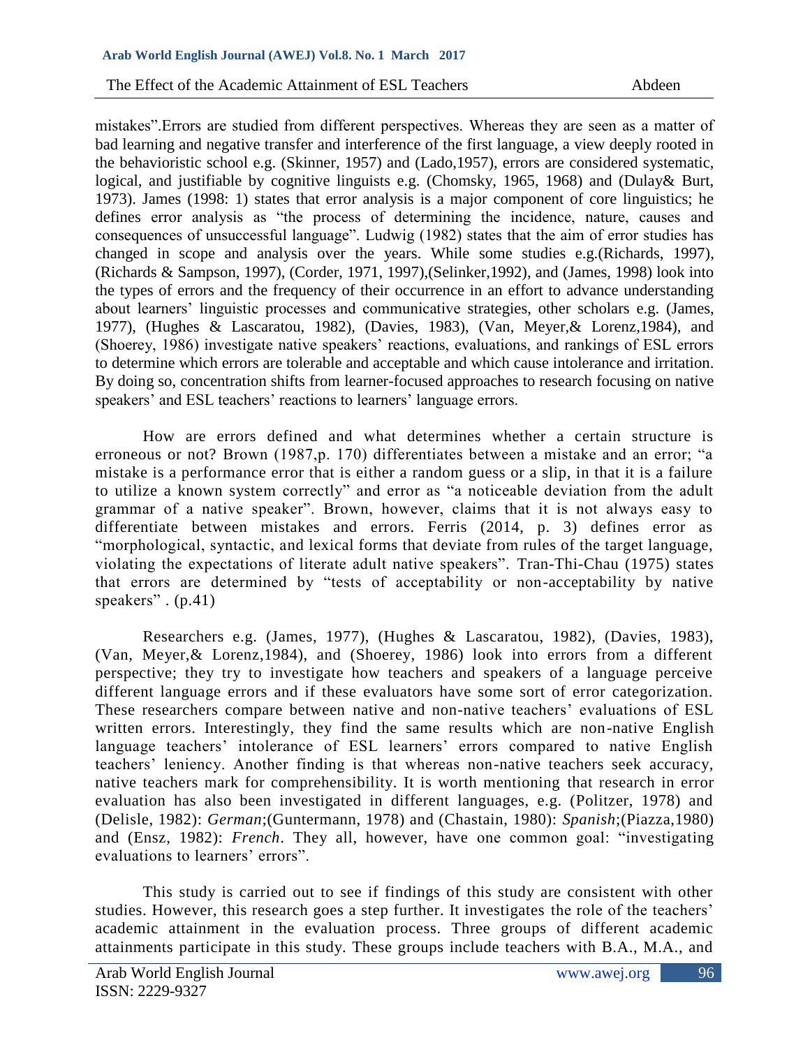mistakes".Errors are studied from different perspectives. Whereas they are seen as a matter of bad learning and negative transfer and interference of the first language, a view deeply rooted in the behavioristic school e.g. (Skinner, 1957) and (Lado,1957), errors are considered systematic, logical, and justifiable by cognitive linguists e.g. (Chomsky, 1965, 1968) and (Dulay& Burt, 1973). James (1998: 1) states that error analysis is a major component of core linguistics; he defines error analysis as "the process of determining the incidence, nature, causes and consequences of unsuccessful language". Ludwig (1982) states that the aim of error studies has changed in scope and analysis over the years. While some studies e.g.(Richards, 1997), (Richards & Sampson, 1997), (Corder, 1971, 1997),(Selinker,1992), and (James, 1998) look into the types of errors and the frequency of their occurrence in an effort to advance understanding about learners' linguistic processes and communicative strategies, other scholars e.g. (James, 1977), (Hughes & Lascaratou, 1982), (Davies, 1983), (Van, Meyer,& Lorenz,1984), and (Shoerey, 1986) investigate native speakers' reactions, evaluations, and rankings of ESL errors to determine which errors are tolerable and acceptable and which cause intolerance and irritation. By doing so, concentration shifts from learner-focused approaches to research focusing on native speakers' and ESL teachers' reactions to learners' language errors.

How are errors defined and what determines whether a certain structure is erroneous or not? Brown (1987,p. 170) differentiates between a mistake and an error; "a mistake is a performance error that is either a random guess or a slip, in that it is a failure to utilize a known system correctly" and error as "a noticeable deviation from the adult grammar of a native speaker". Brown, however, claims that it is not always easy to differentiate between mistakes and errors. Ferris (2014, p. 3) defines error as "morphological, syntactic, and lexical forms that deviate from rules of the target language, violating the expectations of literate adult native speakers". Tran-Thi-Chau (1975) states that errors are determined by "tests of acceptability or non-acceptability by native speakers" . (p.41)

Researchers e.g. (James, 1977), (Hughes & Lascaratou, 1982), (Davies, 1983), (Van, Meyer,& Lorenz,1984), and (Shoerey, 1986) look into errors from a different perspective; they try to investigate how teachers and speakers of a language perceive different language errors and if these evaluators have some sort of error categorization. These researchers compare between native and non-native teachers' evaluations of ESL written errors. Interestingly, they find the same results which are non-native English language teachers' intolerance of ESL learners' errors compared to native English teachers' leniency. Another finding is that whereas non-native teachers seek accuracy, native teachers mark for comprehensibility. It is worth mentioning that research in error evaluation has also been investigated in different languages, e.g. (Politzer, 1978) and (Delisle, 1982): *German*;(Guntermann, 1978) and (Chastain, 1980): *Spanish*;(Piazza,1980) and (Ensz, 1982): *French*. They all, however, have one common goal: "investigating evaluations to learners' errors".

This study is carried out to see if findings of this study are consistent with other studies. However, this research goes a step further. It investigates the role of the teachers' academic attainment in the evaluation process. Three groups of different academic attainments participate in this study. These groups include teachers with B.A., M.A., and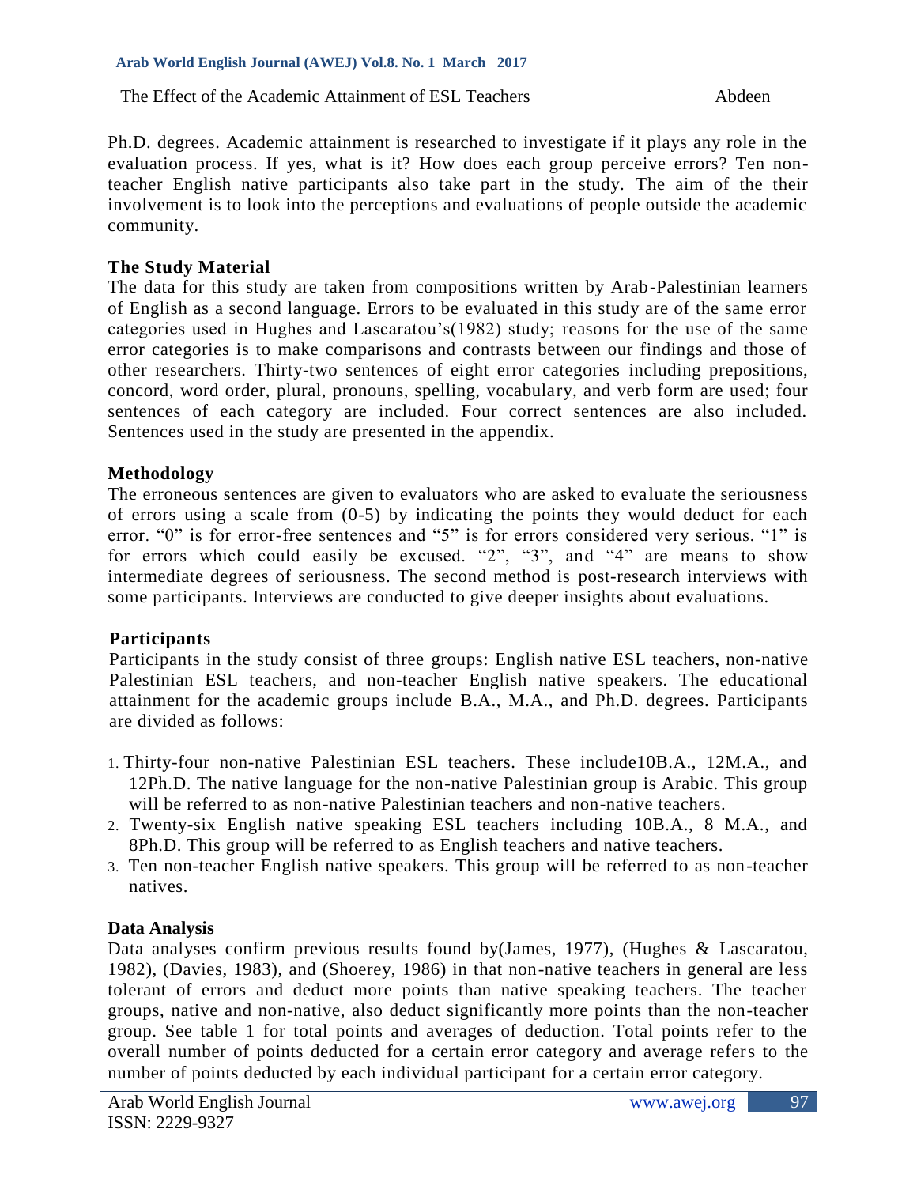Ph.D. degrees. Academic attainment is researched to investigate if it plays any role in the evaluation process. If yes, what is it? How does each group perceive errors? Ten non-teacher English native participants also take part in the study. The aim of the their involvement is to look into the perceptions and evaluations of people outside the academic community.

### The Study Material

The data for this study are taken from compositions written by Arab-Palestinian learners of English as a second language. Errors to be evaluated in this study are of the same error categories used in Hughes and Lascaratou's(1982) study; reasons for the use of the same error categories is to make comparisons and contrasts between our findings and those of other researchers. Thirty-two sentences of eight error categories including prepositions, concord, word order, plural, pronouns, spelling, vocabulary, and verb form are used; four sentences of each category are included. Four correct sentences are also included. Sentences used in the study are presented in the appendix.

### Methodology

The erroneous sentences are given to evaluators who are asked to evaluate the seriousness of errors using a scale from (0-5) by indicating the points they would deduct for each error. "0" is for error-free sentences and "5" is for errors considered very serious. "1" is for errors which could easily be excused. "2", "3", and "4" are means to show intermediate degrees of seriousness. The second method is post-research interviews with some participants. Interviews are conducted to give deeper insights about evaluations.

### Participants

Participants in the study consist of three groups: English native ESL teachers, non-native Palestinian ESL teachers, and non-teacher English native speakers. The educational attainment for the academic groups include B.A., M.A., and Ph.D. degrees. Participants are divided as follows:

1. Thirty-four non-native Palestinian ESL teachers. These include10B.A., 12M.A., and 12Ph.D. The native language for the non-native Palestinian group is Arabic. This group will be referred to as non-native Palestinian teachers and non-native teachers.
2. Twenty-six English native speaking ESL teachers including 10B.A., 8 M.A., and 8Ph.D. This group will be referred to as English teachers and native teachers.
3. Ten non-teacher English native speakers. This group will be referred to as non-teacher natives.

### Data Analysis

Data analyses confirm previous results found by(James, 1977), (Hughes & Lascaratou, 1982), (Davies, 1983), and (Shoerey, 1986) in that non-native teachers in general are less tolerant of errors and deduct more points than native speaking teachers. The teacher groups, native and non-native, also deduct significantly more points than the non-teacher group. See table 1 for total points and averages of deduction. Total points refer to the overall number of points deducted for a certain error category and average refers to the number of points deducted by each individual participant for a certain error category.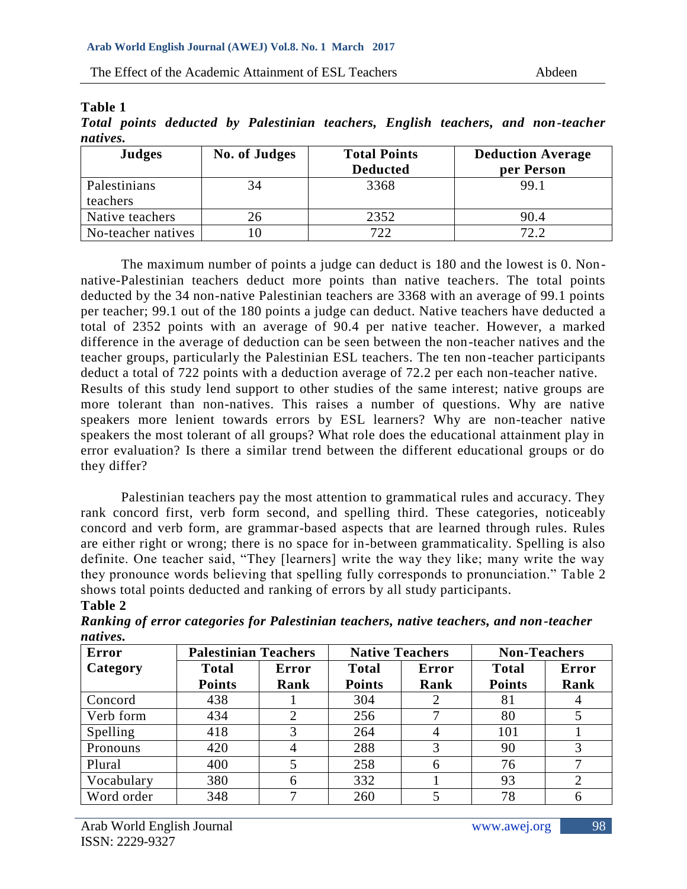**Table 1**

***Total points deducted by Palestinian teachers, English teachers, and non-teacher natives.***

| Judges | No. of Judges | Total Points Deducted | Deduction Average per Person |
|---|---|---|---|
| Palestinians teachers | 34 | 3368 | 99.1 |
| Native teachers | 26 | 2352 | 90.4 |
| No-teacher natives | 10 | 722 | 72.2 |

The maximum number of points a judge can deduct is 180 and the lowest is 0. Non-native-Palestinian teachers deduct more points than native teachers. The total points deducted by the 34 non-native Palestinian teachers are 3368 with an average of 99.1 points per teacher; 99.1 out of the 180 points a judge can deduct. Native teachers have deducted a total of 2352 points with an average of 90.4 per native teacher. However, a marked difference in the average of deduction can be seen between the non-teacher natives and the teacher groups, particularly the Palestinian ESL teachers. The ten non-teacher participants deduct a total of 722 points with a deduction average of 72.2 per each non-teacher native. Results of this study lend support to other studies of the same interest; native groups are more tolerant than non-natives. This raises a number of questions. Why are native speakers more lenient towards errors by ESL learners? Why are non-teacher native speakers the most tolerant of all groups? What role does the educational attainment play in error evaluation? Is there a similar trend between the different educational groups or do they differ?

Palestinian teachers pay the most attention to grammatical rules and accuracy. They rank concord first, verb form second, and spelling third. These categories, noticeably concord and verb form, are grammar-based aspects that are learned through rules. Rules are either right or wrong; there is no space for in-between grammaticality. Spelling is also definite. One teacher said, "They [learners] write the way they like; many write the way they pronounce words believing that spelling fully corresponds to pronunciation." Table 2 shows total points deducted and ranking of errors by all study participants.

**Table 2**

***Ranking of error categories for Palestinian teachers, native teachers, and non-teacher natives.***

| Error Category | Palestinian Teachers | | Native Teachers | | Non-Teachers | |
|---|---|---|---|---|---|---|
| | Total Points | Error Rank | Total Points | Error Rank | Total Points | Error Rank |
| Concord | 438 | 1 | 304 | 2 | 81 | 4 |
| Verb form | 434 | 2 | 256 | 7 | 80 | 5 |
| Spelling | 418 | 3 | 264 | 4 | 101 | 1 |
| Pronouns | 420 | 4 | 288 | 3 | 90 | 3 |
| Plural | 400 | 5 | 258 | 6 | 76 | 7 |
| Vocabulary | 380 | 6 | 332 | 1 | 93 | 2 |
| Word order | 348 | 7 | 260 | 5 | 78 | 6 |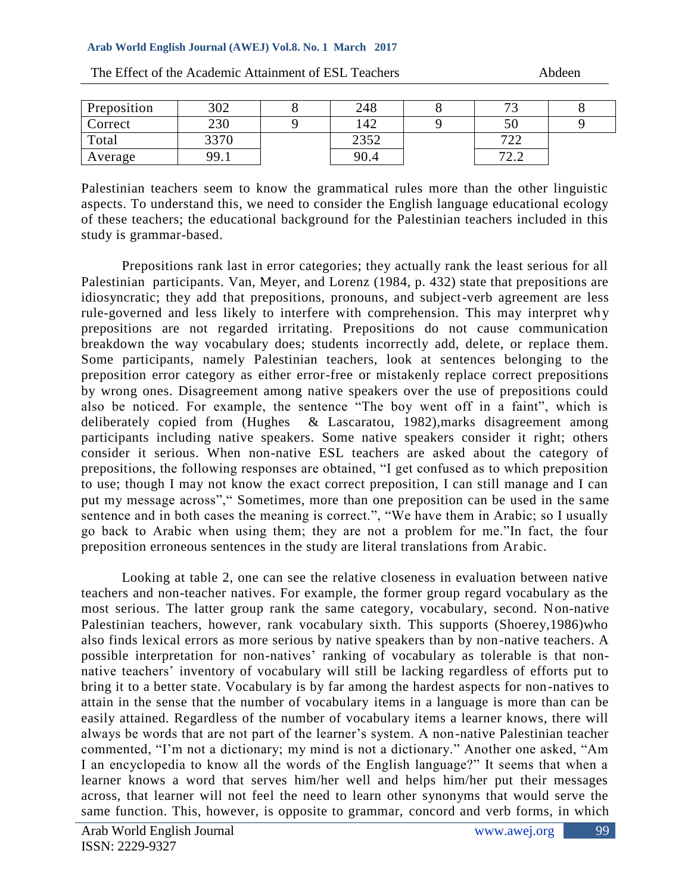| Preposition | 302 | 8 | 248 | 8 | 73 | 8 |
|---|---|---|---|---|---|---|
| Correct | 230 | 9 | 142 | 9 | 50 | 9 |
| Total | 3370 | | 2352 | | 722 | |
| Average | 99.1 | | 90.4 | | 72.2 | |

Palestinian teachers seem to know the grammatical rules more than the other linguistic aspects. To understand this, we need to consider the English language educational ecology of these teachers; the educational background for the Palestinian teachers included in this study is grammar-based.

Prepositions rank last in error categories; they actually rank the least serious for all Palestinian participants. Van, Meyer, and Lorenz (1984, p. 432) state that prepositions are idiosyncratic; they add that prepositions, pronouns, and subject-verb agreement are less rule-governed and less likely to interfere with comprehension. This may interpret why prepositions are not regarded irritating. Prepositions do not cause communication breakdown the way vocabulary does; students incorrectly add, delete, or replace them. Some participants, namely Palestinian teachers, look at sentences belonging to the preposition error category as either error-free or mistakenly replace correct prepositions by wrong ones. Disagreement among native speakers over the use of prepositions could also be noticed. For example, the sentence "The boy went off in a faint", which is deliberately copied from (Hughes & Lascaratou, 1982),marks disagreement among participants including native speakers. Some native speakers consider it right; others consider it serious. When non-native ESL teachers are asked about the category of prepositions, the following responses are obtained, "I get confused as to which preposition to use; though I may not know the exact correct preposition, I can still manage and I can put my message across"," Sometimes, more than one preposition can be used in the same sentence and in both cases the meaning is correct.", "We have them in Arabic; so I usually go back to Arabic when using them; they are not a problem for me."In fact, the four preposition erroneous sentences in the study are literal translations from Arabic.

Looking at table 2, one can see the relative closeness in evaluation between native teachers and non-teacher natives. For example, the former group regard vocabulary as the most serious. The latter group rank the same category, vocabulary, second. Non-native Palestinian teachers, however, rank vocabulary sixth. This supports (Shoerey,1986)who also finds lexical errors as more serious by native speakers than by non-native teachers. A possible interpretation for non-natives' ranking of vocabulary as tolerable is that non-native teachers' inventory of vocabulary will still be lacking regardless of efforts put to bring it to a better state. Vocabulary is by far among the hardest aspects for non-natives to attain in the sense that the number of vocabulary items in a language is more than can be easily attained. Regardless of the number of vocabulary items a learner knows, there will always be words that are not part of the learner's system. A non-native Palestinian teacher commented, "I'm not a dictionary; my mind is not a dictionary." Another one asked, "Am I an encyclopedia to know all the words of the English language?" It seems that when a learner knows a word that serves him/her well and helps him/her put their messages across, that learner will not feel the need to learn other synonyms that would serve the same function. This, however, is opposite to grammar, concord and verb forms, in which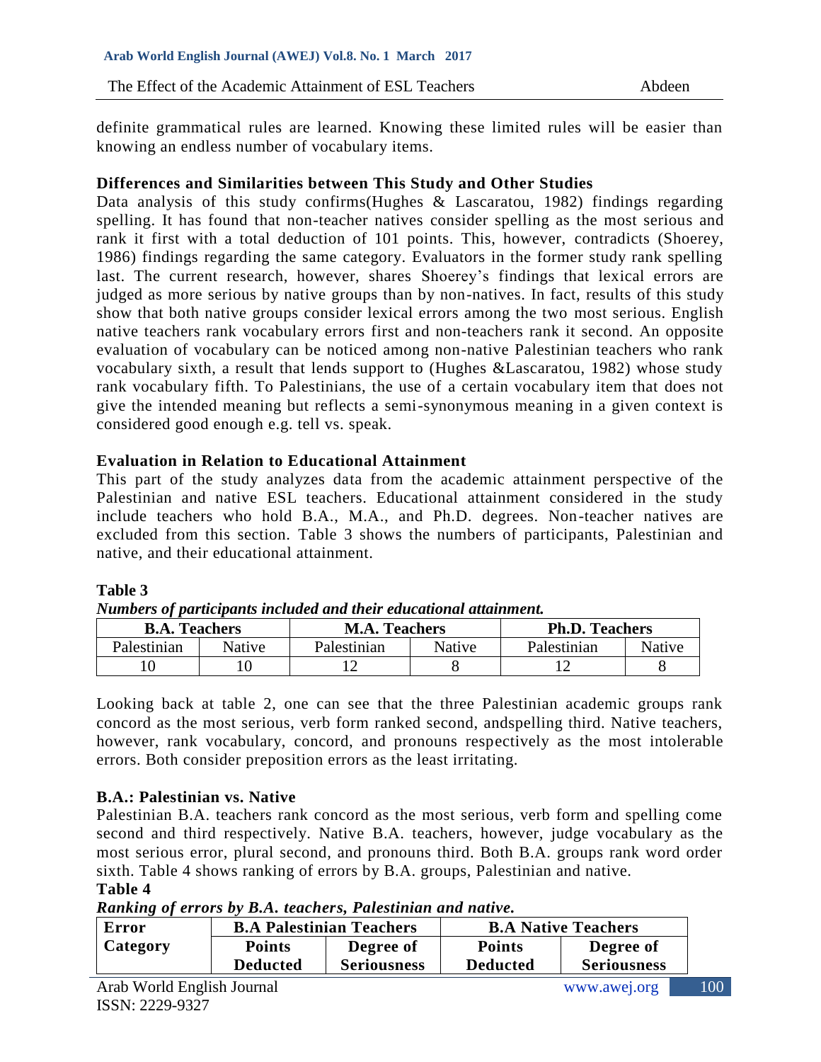definite grammatical rules are learned. Knowing these limited rules will be easier than knowing an endless number of vocabulary items.

### Differences and Similarities between This Study and Other Studies

Data analysis of this study confirms(Hughes & Lascaratou, 1982) findings regarding spelling. It has found that non-teacher natives consider spelling as the most serious and rank it first with a total deduction of 101 points. This, however, contradicts (Shoerey, 1986) findings regarding the same category. Evaluators in the former study rank spelling last. The current research, however, shares Shoerey's findings that lexical errors are judged as more serious by native groups than by non-natives. In fact, results of this study show that both native groups consider lexical errors among the two most serious. English native teachers rank vocabulary errors first and non-teachers rank it second. An opposite evaluation of vocabulary can be noticed among non-native Palestinian teachers who rank vocabulary sixth, a result that lends support to (Hughes &Lascaratou, 1982) whose study rank vocabulary fifth. To Palestinians, the use of a certain vocabulary item that does not give the intended meaning but reflects a semi-synonymous meaning in a given context is considered good enough e.g. tell vs. speak.

### Evaluation in Relation to Educational Attainment

This part of the study analyzes data from the academic attainment perspective of the Palestinian and native ESL teachers. Educational attainment considered in the study include teachers who hold B.A., M.A., and Ph.D. degrees. Non-teacher natives are excluded from this section. Table 3 shows the numbers of participants, Palestinian and native, and their educational attainment.

**Table 3**

***Numbers of participants included and their educational attainment.***

| B.A. Teachers | | M.A. Teachers | | Ph.D. Teachers | |
|---|---|---|---|---|---|
| Palestinian | Native | Palestinian | Native | Palestinian | Native |
| 10 | 10 | 12 | 8 | 12 | 8 |

Looking back at table 2, one can see that the three Palestinian academic groups rank concord as the most serious, verb form ranked second, andspelling third. Native teachers, however, rank vocabulary, concord, and pronouns respectively as the most intolerable errors. Both consider preposition errors as the least irritating.

### B.A.: Palestinian vs. Native

Palestinian B.A. teachers rank concord as the most serious, verb form and spelling come second and third respectively. Native B.A. teachers, however, judge vocabulary as the most serious error, plural second, and pronouns third. Both B.A. groups rank word order sixth. Table 4 shows ranking of errors by B.A. groups, Palestinian and native.

**Table 4**

***Ranking of errors by B.A. teachers, Palestinian and native.***

| Error Category | B.A Palestinian Teachers | | B.A Native Teachers | |
|---|---|---|---|---|
| | Points Deducted | Degree of Seriousness | Points Deducted | Degree of Seriousness |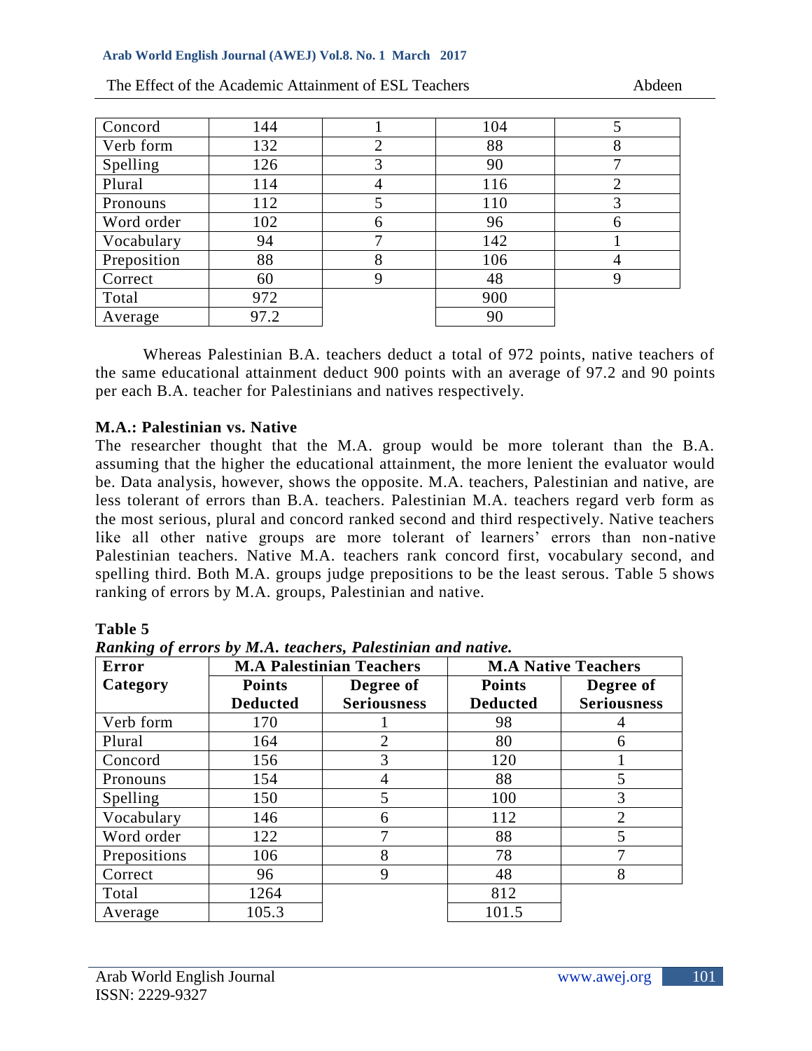| | | | | |
|---|---|---|---|---|
| Concord | 144 | 1 | 104 | 5 |
| Verb form | 132 | 2 | 88 | 8 |
| Spelling | 126 | 3 | 90 | 7 |
| Plural | 114 | 4 | 116 | 2 |
| Pronouns | 112 | 5 | 110 | 3 |
| Word order | 102 | 6 | 96 | 6 |
| Vocabulary | 94 | 7 | 142 | 1 |
| Preposition | 88 | 8 | 106 | 4 |
| Correct | 60 | 9 | 48 | 9 |
| Total | 972 | | 900 | |
| Average | 97.2 | | 90 | |

Whereas Palestinian B.A. teachers deduct a total of 972 points, native teachers of the same educational attainment deduct 900 points with an average of 97.2 and 90 points per each B.A. teacher for Palestinians and natives respectively.

**M.A.: Palestinian vs. Native**

The researcher thought that the M.A. group would be more tolerant than the B.A. assuming that the higher the educational attainment, the more lenient the evaluator would be. Data analysis, however, shows the opposite. M.A. teachers, Palestinian and native, are less tolerant of errors than B.A. teachers. Palestinian M.A. teachers regard verb form as the most serious, plural and concord ranked second and third respectively. Native teachers like all other native groups are more tolerant of learners' errors than non-native Palestinian teachers. Native M.A. teachers rank concord first, vocabulary second, and spelling third. Both M.A. groups judge prepositions to be the least serous. Table 5 shows ranking of errors by M.A. groups, Palestinian and native.

**Table 5**

***Ranking of errors by M.A. teachers, Palestinian and native.***

| Error Category | M.A Palestinian Teachers | | M.A Native Teachers | |
|---|---|---|---|---|
| | Points Deducted | Degree of Seriousness | Points Deducted | Degree of Seriousness |
| Verb form | 170 | 1 | 98 | 4 |
| Plural | 164 | 2 | 80 | 6 |
| Concord | 156 | 3 | 120 | 1 |
| Pronouns | 154 | 4 | 88 | 5 |
| Spelling | 150 | 5 | 100 | 3 |
| Vocabulary | 146 | 6 | 112 | 2 |
| Word order | 122 | 7 | 88 | 5 |
| Prepositions | 106 | 8 | 78 | 7 |
| Correct | 96 | 9 | 48 | 8 |
| Total | 1264 | | 812 | |
| Average | 105.3 | | 101.5 | |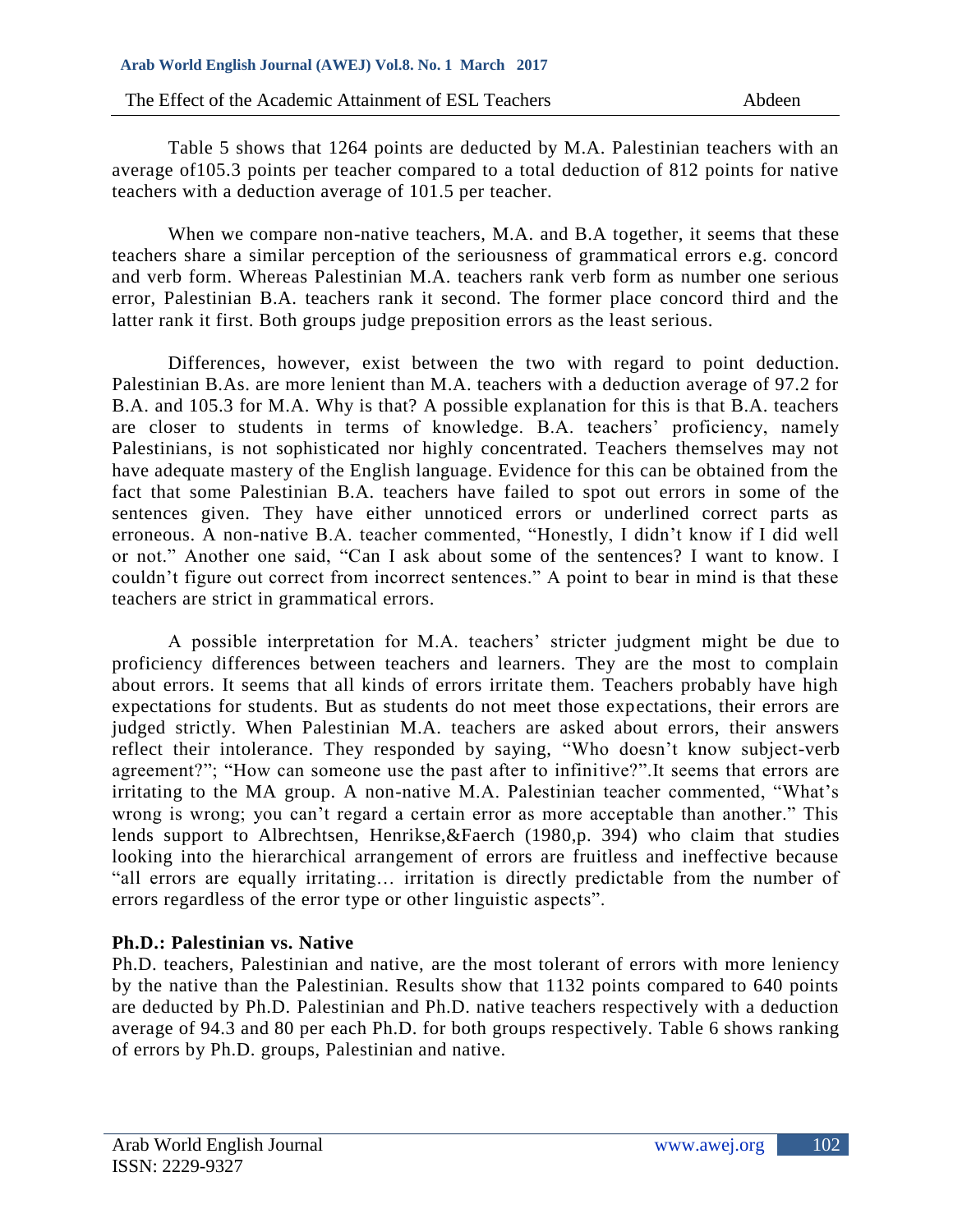Table 5 shows that 1264 points are deducted by M.A. Palestinian teachers with an average of105.3 points per teacher compared to a total deduction of 812 points for native teachers with a deduction average of 101.5 per teacher.

When we compare non-native teachers, M.A. and B.A together, it seems that these teachers share a similar perception of the seriousness of grammatical errors e.g. concord and verb form. Whereas Palestinian M.A. teachers rank verb form as number one serious error, Palestinian B.A. teachers rank it second. The former place concord third and the latter rank it first. Both groups judge preposition errors as the least serious.

Differences, however, exist between the two with regard to point deduction. Palestinian B.As. are more lenient than M.A. teachers with a deduction average of 97.2 for B.A. and 105.3 for M.A. Why is that? A possible explanation for this is that B.A. teachers are closer to students in terms of knowledge. B.A. teachers' proficiency, namely Palestinians, is not sophisticated nor highly concentrated. Teachers themselves may not have adequate mastery of the English language. Evidence for this can be obtained from the fact that some Palestinian B.A. teachers have failed to spot out errors in some of the sentences given. They have either unnoticed errors or underlined correct parts as erroneous. A non-native B.A. teacher commented, "Honestly, I didn't know if I did well or not." Another one said, "Can I ask about some of the sentences? I want to know. I couldn't figure out correct from incorrect sentences." A point to bear in mind is that these teachers are strict in grammatical errors.

A possible interpretation for M.A. teachers' stricter judgment might be due to proficiency differences between teachers and learners. They are the most to complain about errors. It seems that all kinds of errors irritate them. Teachers probably have high expectations for students. But as students do not meet those expectations, their errors are judged strictly. When Palestinian M.A. teachers are asked about errors, their answers reflect their intolerance. They responded by saying, "Who doesn't know subject-verb agreement?"; "How can someone use the past after to infinitive?".It seems that errors are irritating to the MA group. A non-native M.A. Palestinian teacher commented, "What's wrong is wrong; you can't regard a certain error as more acceptable than another." This lends support to Albrechtsen, Henrikse,&Faerch (1980,p. 394) who claim that studies looking into the hierarchical arrangement of errors are fruitless and ineffective because "all errors are equally irritating… irritation is directly predictable from the number of errors regardless of the error type or other linguistic aspects".

**Ph.D.: Palestinian vs. Native**

Ph.D. teachers, Palestinian and native, are the most tolerant of errors with more leniency by the native than the Palestinian. Results show that 1132 points compared to 640 points are deducted by Ph.D. Palestinian and Ph.D. native teachers respectively with a deduction average of 94.3 and 80 per each Ph.D. for both groups respectively. Table 6 shows ranking of errors by Ph.D. groups, Palestinian and native.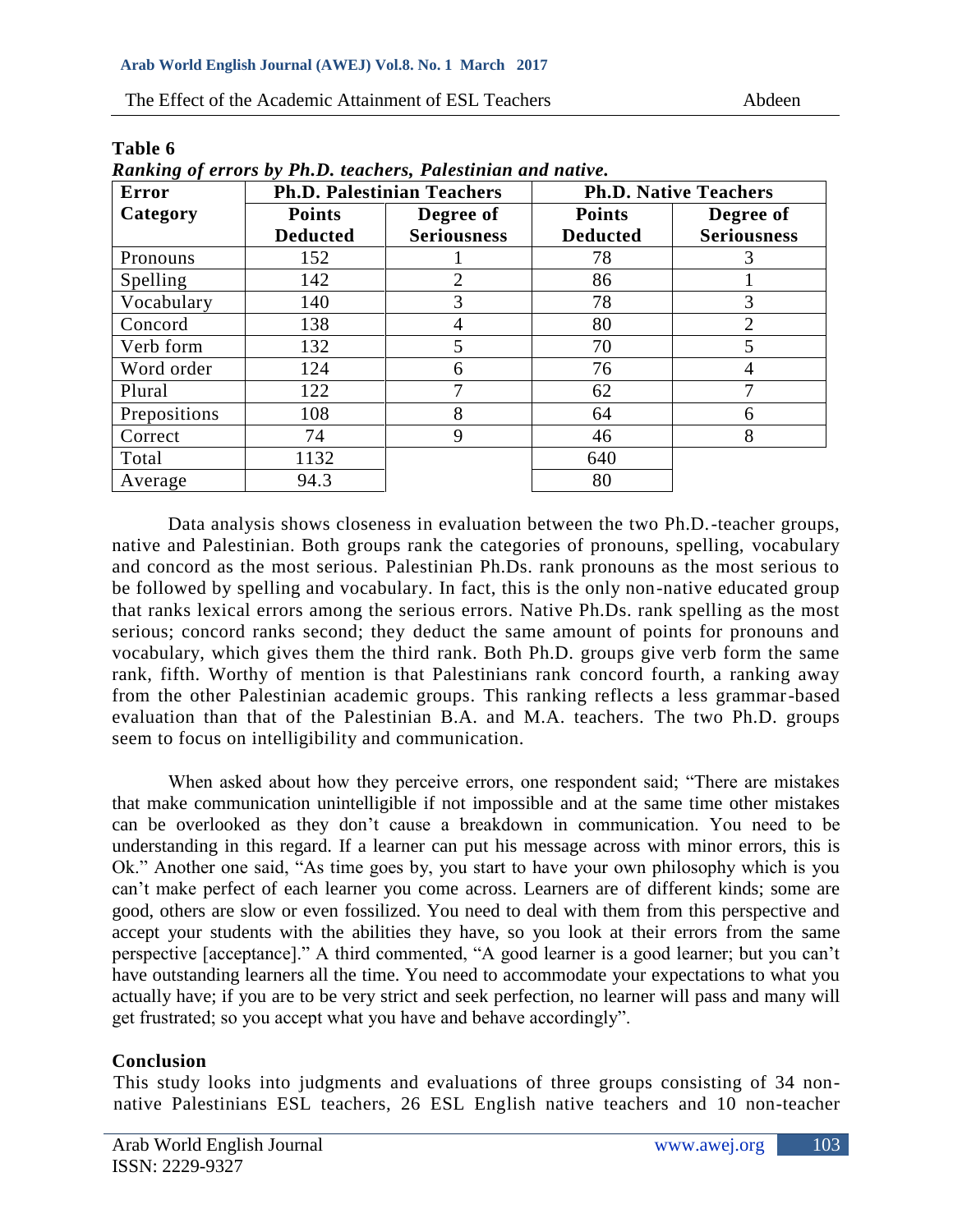**Table 6**

*Ranking of errors by Ph.D. teachers, Palestinian and native.*

| Error Category | Ph.D. Palestinian Teachers | | Ph.D. Native Teachers | |
|---|---|---|---|---|
| | Points Deducted | Degree of Seriousness | Points Deducted | Degree of Seriousness |
| Pronouns | 152 | 1 | 78 | 3 |
| Spelling | 142 | 2 | 86 | 1 |
| Vocabulary | 140 | 3 | 78 | 3 |
| Concord | 138 | 4 | 80 | 2 |
| Verb form | 132 | 5 | 70 | 5 |
| Word order | 124 | 6 | 76 | 4 |
| Plural | 122 | 7 | 62 | 7 |
| Prepositions | 108 | 8 | 64 | 6 |
| Correct | 74 | 9 | 46 | 8 |
| Total | 1132 | | 640 | |
| Average | 94.3 | | 80 | |

Data analysis shows closeness in evaluation between the two Ph.D.-teacher groups, native and Palestinian. Both groups rank the categories of pronouns, spelling, vocabulary and concord as the most serious. Palestinian Ph.Ds. rank pronouns as the most serious to be followed by spelling and vocabulary. In fact, this is the only non-native educated group that ranks lexical errors among the serious errors. Native Ph.Ds. rank spelling as the most serious; concord ranks second; they deduct the same amount of points for pronouns and vocabulary, which gives them the third rank. Both Ph.D. groups give verb form the same rank, fifth. Worthy of mention is that Palestinians rank concord fourth, a ranking away from the other Palestinian academic groups. This ranking reflects a less grammar-based evaluation than that of the Palestinian B.A. and M.A. teachers. The two Ph.D. groups seem to focus on intelligibility and communication.

When asked about how they perceive errors, one respondent said; "There are mistakes that make communication unintelligible if not impossible and at the same time other mistakes can be overlooked as they don't cause a breakdown in communication. You need to be understanding in this regard. If a learner can put his message across with minor errors, this is Ok." Another one said, "As time goes by, you start to have your own philosophy which is you can't make perfect of each learner you come across. Learners are of different kinds; some are good, others are slow or even fossilized. You need to deal with them from this perspective and accept your students with the abilities they have, so you look at their errors from the same perspective [acceptance]." A third commented, "A good learner is a good learner; but you can't have outstanding learners all the time. You need to accommodate your expectations to what you actually have; if you are to be very strict and seek perfection, no learner will pass and many will get frustrated; so you accept what you have and behave accordingly".

## Conclusion

This study looks into judgments and evaluations of three groups consisting of 34 non-native Palestinians ESL teachers, 26 ESL English native teachers and 10 non-teacher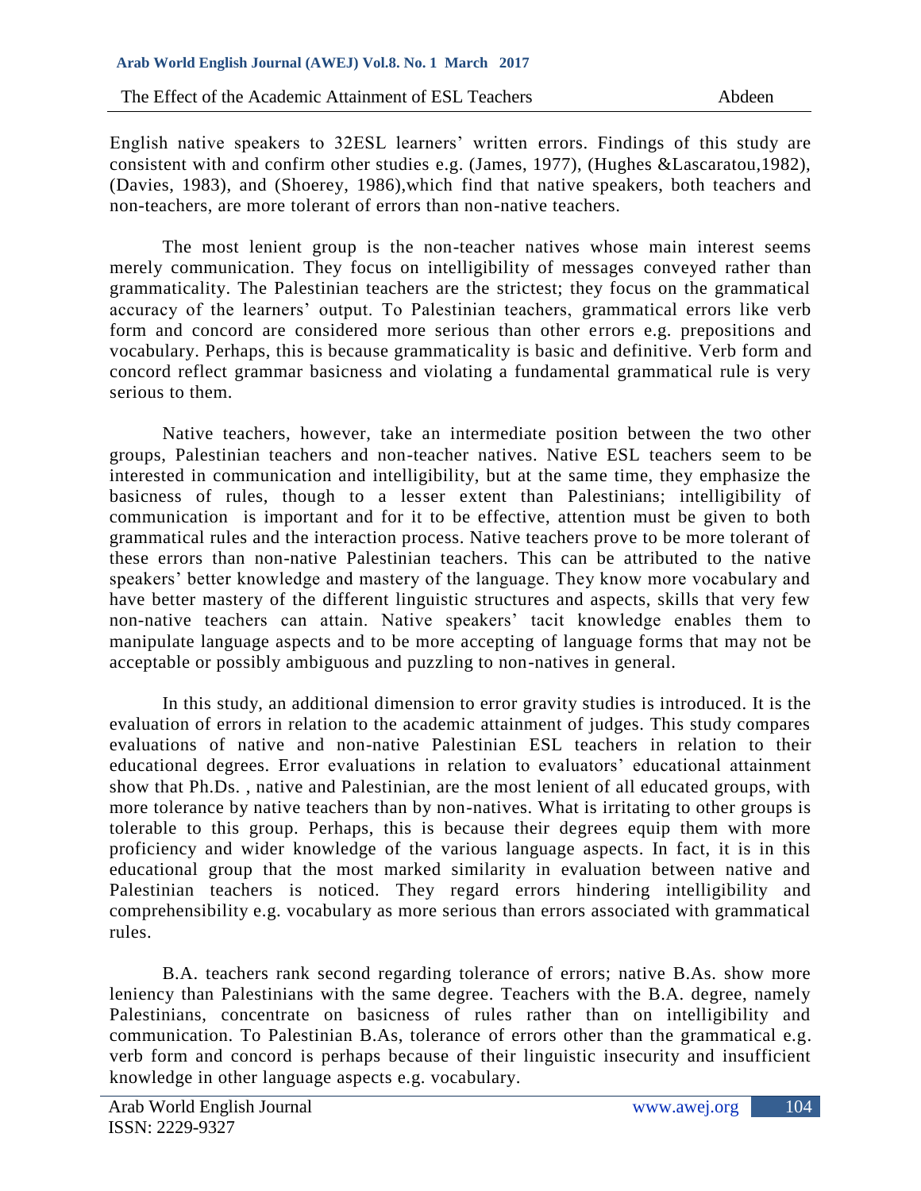English native speakers to 32ESL learners' written errors. Findings of this study are consistent with and confirm other studies e.g. (James, 1977), (Hughes &Lascaratou,1982), (Davies, 1983), and (Shoerey, 1986),which find that native speakers, both teachers and non-teachers, are more tolerant of errors than non-native teachers.

The most lenient group is the non-teacher natives whose main interest seems merely communication. They focus on intelligibility of messages conveyed rather than grammaticality. The Palestinian teachers are the strictest; they focus on the grammatical accuracy of the learners' output. To Palestinian teachers, grammatical errors like verb form and concord are considered more serious than other errors e.g. prepositions and vocabulary. Perhaps, this is because grammaticality is basic and definitive. Verb form and concord reflect grammar basicness and violating a fundamental grammatical rule is very serious to them.

Native teachers, however, take an intermediate position between the two other groups, Palestinian teachers and non-teacher natives. Native ESL teachers seem to be interested in communication and intelligibility, but at the same time, they emphasize the basicness of rules, though to a lesser extent than Palestinians; intelligibility of communication is important and for it to be effective, attention must be given to both grammatical rules and the interaction process. Native teachers prove to be more tolerant of these errors than non-native Palestinian teachers. This can be attributed to the native speakers' better knowledge and mastery of the language. They know more vocabulary and have better mastery of the different linguistic structures and aspects, skills that very few non-native teachers can attain. Native speakers' tacit knowledge enables them to manipulate language aspects and to be more accepting of language forms that may not be acceptable or possibly ambiguous and puzzling to non-natives in general.

In this study, an additional dimension to error gravity studies is introduced. It is the evaluation of errors in relation to the academic attainment of judges. This study compares evaluations of native and non-native Palestinian ESL teachers in relation to their educational degrees. Error evaluations in relation to evaluators' educational attainment show that Ph.Ds. , native and Palestinian, are the most lenient of all educated groups, with more tolerance by native teachers than by non-natives. What is irritating to other groups is tolerable to this group. Perhaps, this is because their degrees equip them with more proficiency and wider knowledge of the various language aspects. In fact, it is in this educational group that the most marked similarity in evaluation between native and Palestinian teachers is noticed. They regard errors hindering intelligibility and comprehensibility e.g. vocabulary as more serious than errors associated with grammatical rules.

B.A. teachers rank second regarding tolerance of errors; native B.As. show more leniency than Palestinians with the same degree. Teachers with the B.A. degree, namely Palestinians, concentrate on basicness of rules rather than on intelligibility and communication. To Palestinian B.As, tolerance of errors other than the grammatical e.g. verb form and concord is perhaps because of their linguistic insecurity and insufficient knowledge in other language aspects e.g. vocabulary.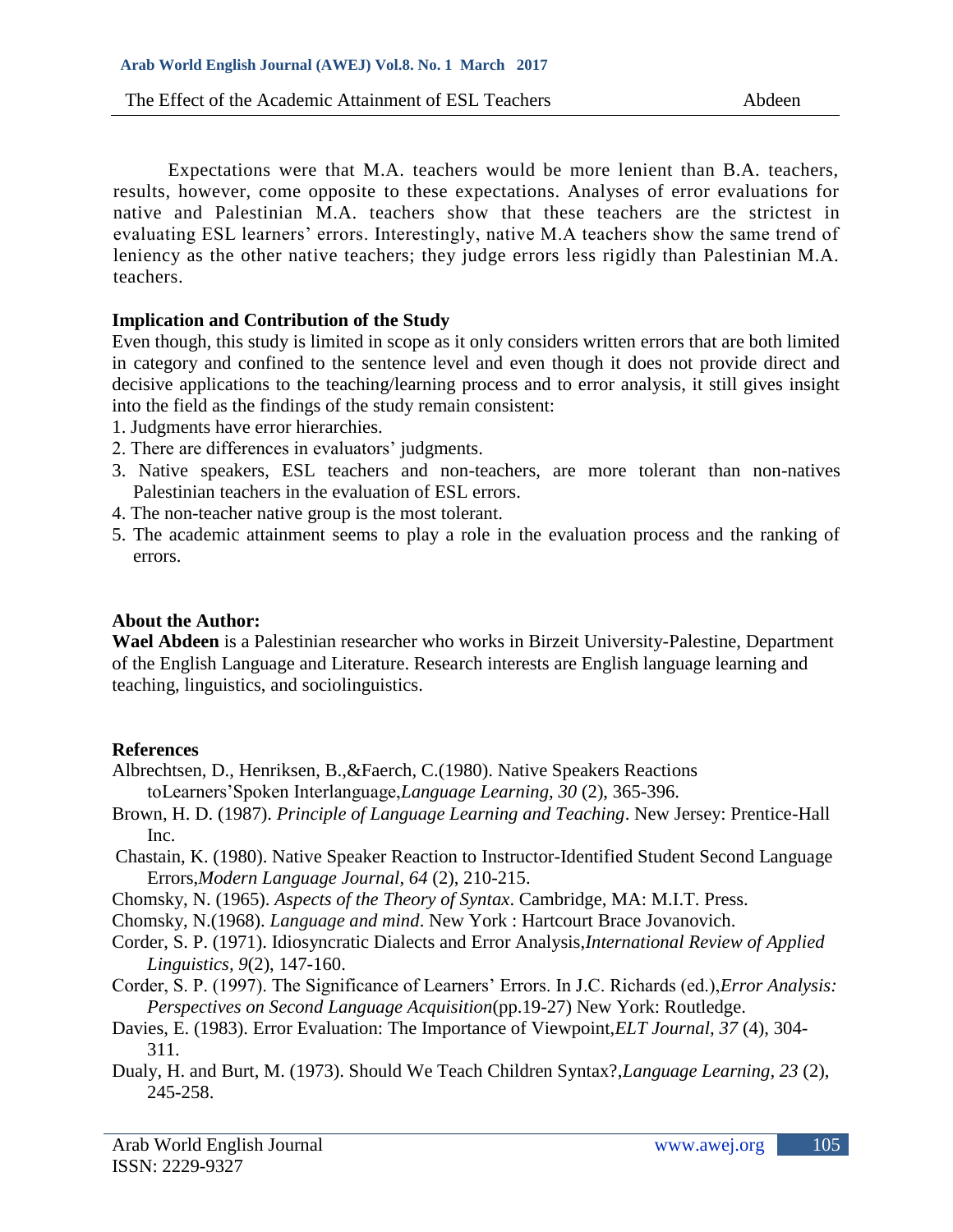Expectations were that M.A. teachers would be more lenient than B.A. teachers, results, however, come opposite to these expectations. Analyses of error evaluations for native and Palestinian M.A. teachers show that these teachers are the strictest in evaluating ESL learners' errors. Interestingly, native M.A teachers show the same trend of leniency as the other native teachers; they judge errors less rigidly than Palestinian M.A. teachers.

**Implication and Contribution of the Study**

Even though, this study is limited in scope as it only considers written errors that are both limited in category and confined to the sentence level and even though it does not provide direct and decisive applications to the teaching/learning process and to error analysis, it still gives insight into the field as the findings of the study remain consistent:

1. Judgments have error hierarchies.
2. There are differences in evaluators' judgments.
3. Native speakers, ESL teachers and non-teachers, are more tolerant than non-natives Palestinian teachers in the evaluation of ESL errors.
4. The non-teacher native group is the most tolerant.
5. The academic attainment seems to play a role in the evaluation process and the ranking of errors.

**About the Author:**

**Wael Abdeen** is a Palestinian researcher who works in Birzeit University-Palestine, Department of the English Language and Literature. Research interests are English language learning and teaching, linguistics, and sociolinguistics.

**References**

Albrechtsen, D., Henriksen, B.,&Faerch, C.(1980). Native Speakers Reactions toLearners'Spoken Interlanguage,*Language Learning, 30* (2), 365-396.

Brown, H. D. (1987). *Principle of Language Learning and Teaching*. New Jersey: Prentice-Hall Inc.

Chastain, K. (1980). Native Speaker Reaction to Instructor-Identified Student Second Language Errors,*Modern Language Journal, 64* (2), 210-215.

Chomsky, N. (1965). *Aspects of the Theory of Syntax*. Cambridge, MA: M.I.T. Press.

Chomsky, N.(1968). *Language and mind*. New York : Hartcourt Brace Jovanovich.

Corder, S. P. (1971). Idiosyncratic Dialects and Error Analysis,*International Review of Applied Linguistics, 9*(2), 147-160.

Corder, S. P. (1997). The Significance of Learners' Errors. In J.C. Richards (ed.),*Error Analysis: Perspectives on Second Language Acquisition*(pp.19-27) New York: Routledge.

Davies, E. (1983). Error Evaluation: The Importance of Viewpoint,*ELT Journal, 37* (4), 304-311.

Dualy, H. and Burt, M. (1973). Should We Teach Children Syntax?,*Language Learning, 23* (2), 245-258.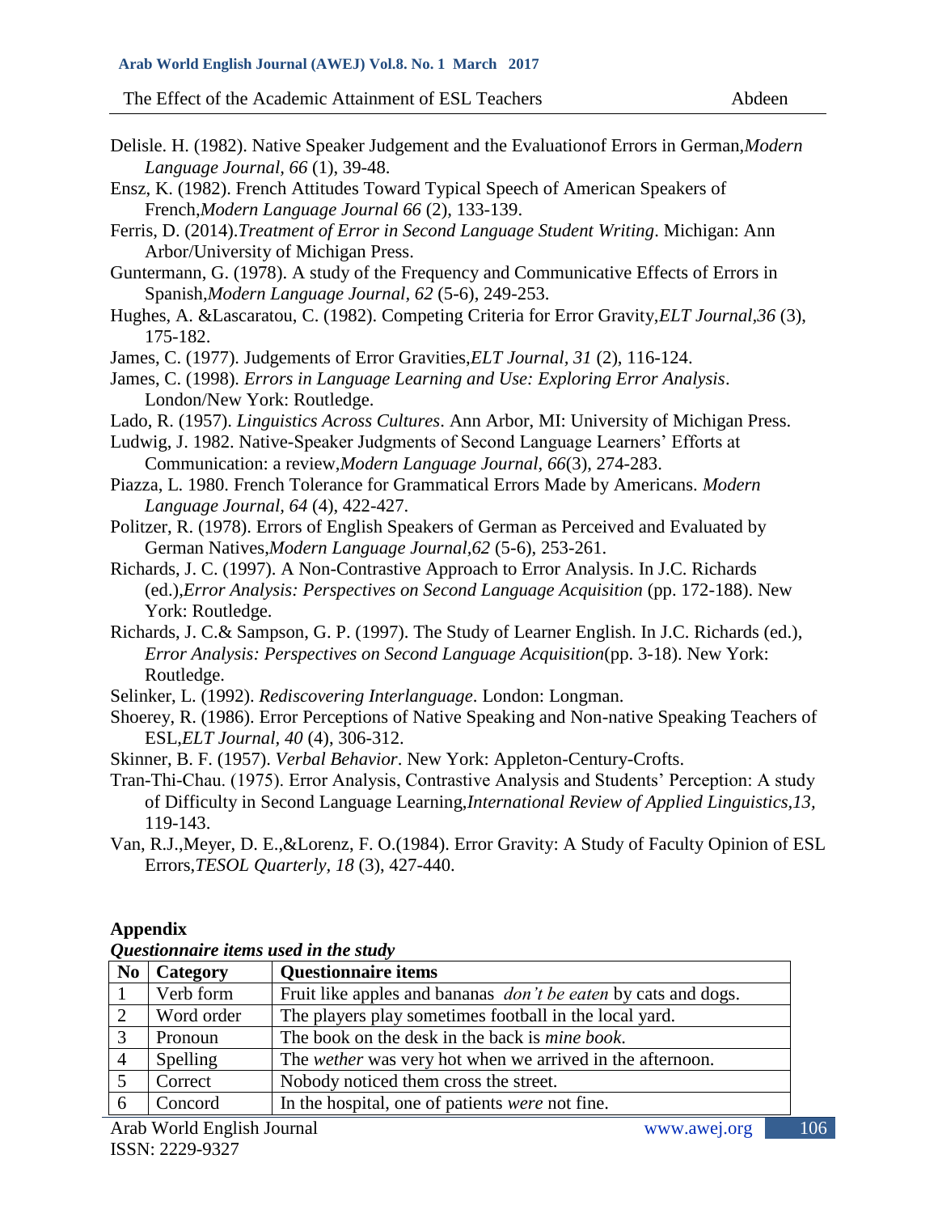Delisle. H. (1982). Native Speaker Judgement and the Evaluationof Errors in German,*Modern Language Journal, 66* (1), 39-48.

Ensz, K. (1982). French Attitudes Toward Typical Speech of American Speakers of French,*Modern Language Journal 66* (2), 133-139.

Ferris, D. (2014).*Treatment of Error in Second Language Student Writing*. Michigan: Ann Arbor/University of Michigan Press.

Guntermann, G. (1978). A study of the Frequency and Communicative Effects of Errors in Spanish,*Modern Language Journal, 62* (5-6), 249-253.

Hughes, A. &Lascaratou, C. (1982). Competing Criteria for Error Gravity,*ELT Journal,36* (3), 175-182.

James, C. (1977). Judgements of Error Gravities,*ELT Journal, 31* (2), 116-124.

James, C. (1998). *Errors in Language Learning and Use: Exploring Error Analysis*. London/New York: Routledge.

Lado, R. (1957). *Linguistics Across Cultures*. Ann Arbor, MI: University of Michigan Press.

Ludwig, J. 1982. Native-Speaker Judgments of Second Language Learners' Efforts at Communication: a review,*Modern Language Journal, 66*(3), 274-283.

Piazza, L. 1980. French Tolerance for Grammatical Errors Made by Americans. *Modern Language Journal, 64* (4), 422-427.

Politzer, R. (1978). Errors of English Speakers of German as Perceived and Evaluated by German Natives,*Modern Language Journal,62* (5-6), 253-261.

Richards, J. C. (1997). A Non-Contrastive Approach to Error Analysis. In J.C. Richards (ed.),*Error Analysis: Perspectives on Second Language Acquisition* (pp. 172-188). New York: Routledge.

Richards, J. C.& Sampson, G. P. (1997). The Study of Learner English. In J.C. Richards (ed.), *Error Analysis: Perspectives on Second Language Acquisition*(pp. 3-18). New York: Routledge.

Selinker, L. (1992). *Rediscovering Interlanguage*. London: Longman.

Shoerey, R. (1986). Error Perceptions of Native Speaking and Non-native Speaking Teachers of ESL,*ELT Journal, 40* (4), 306-312.

Skinner, B. F. (1957). *Verbal Behavior*. New York: Appleton-Century-Crofts.

Tran-Thi-Chau. (1975). Error Analysis, Contrastive Analysis and Students' Perception: A study of Difficulty in Second Language Learning,*International Review of Applied Linguistics,13,* 119-143.

Van, R.J.,Meyer, D. E.,&Lorenz, F. O.(1984). Error Gravity: A Study of Faculty Opinion of ESL Errors,*TESOL Quarterly, 18* (3), 427-440.

## Appendix

***Questionnaire items used in the study***

| No | Category | Questionnaire items |
|---|---|---|
| 1 | Verb form | Fruit like apples and bananas *don't be eaten* by cats and dogs. |
| 2 | Word order | The players play sometimes football in the local yard. |
| 3 | Pronoun | The book on the desk in the back is *mine book.* |
| 4 | Spelling | The *wether* was very hot when we arrived in the afternoon. |
| 5 | Correct | Nobody noticed them cross the street. |
| 6 | Concord | In the hospital, one of patients *were* not fine. |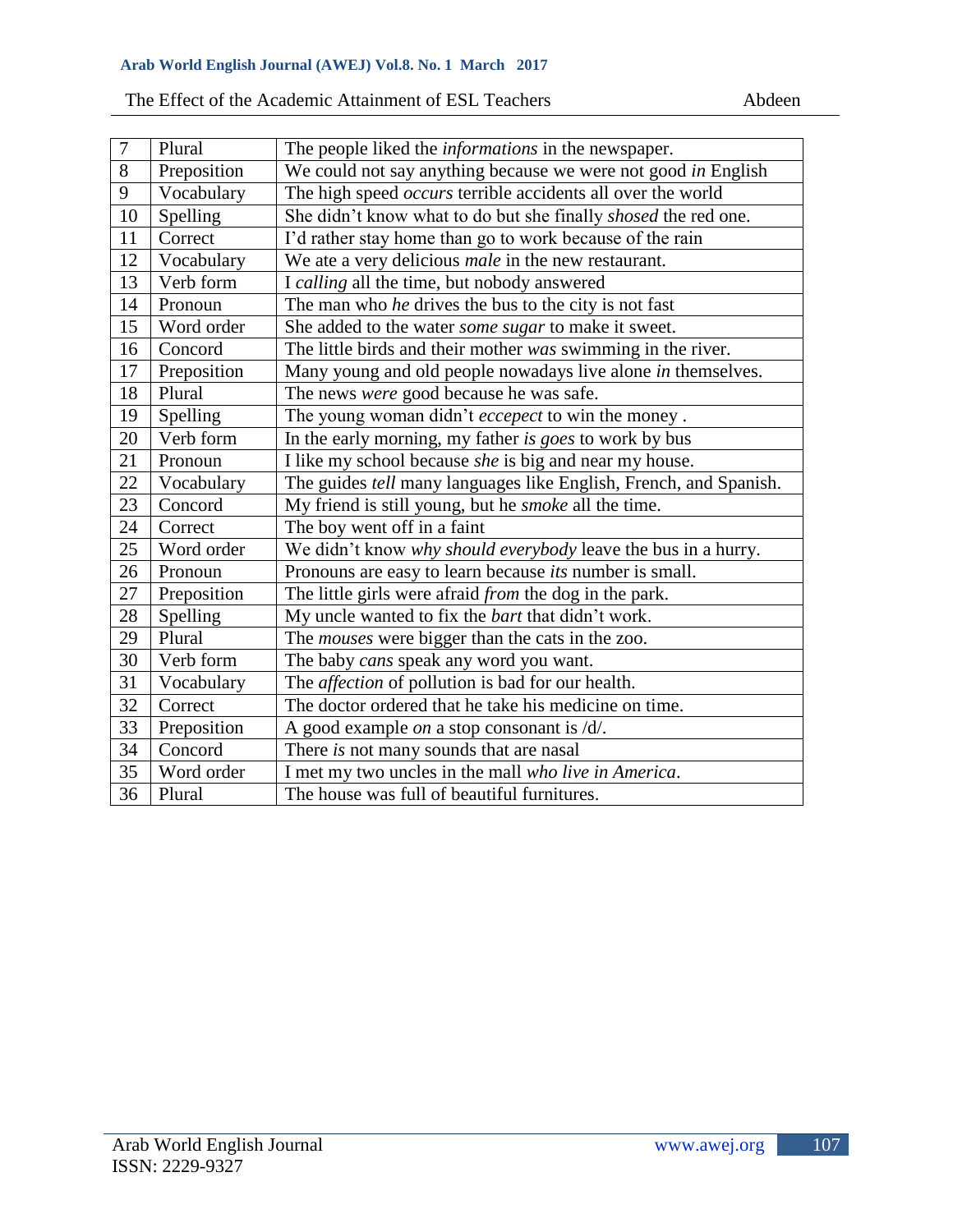| | | |
|---|---|---|
| 7 | Plural | The people liked the *informations* in the newspaper. |
| 8 | Preposition | We could not say anything because we were not good *in* English |
| 9 | Vocabulary | The high speed *occurs* terrible accidents all over the world |
| 10 | Spelling | She didn't know what to do but she finally *shosed* the red one. |
| 11 | Correct | I'd rather stay home than go to work because of the rain |
| 12 | Vocabulary | We ate a very delicious *male* in the new restaurant. |
| 13 | Verb form | I *calling* all the time, but nobody answered |
| 14 | Pronoun | The man who *he* drives the bus to the city is not fast |
| 15 | Word order | She added to the water *some sugar* to make it sweet. |
| 16 | Concord | The little birds and their mother *was* swimming in the river. |
| 17 | Preposition | Many young and old people nowadays live alone *in* themselves. |
| 18 | Plural | The news *were* good because he was safe. |
| 19 | Spelling | The young woman didn't *eccepect* to win the money . |
| 20 | Verb form | In the early morning, my father *is goes* to work by bus |
| 21 | Pronoun | I like my school because *she* is big and near my house. |
| 22 | Vocabulary | The guides *tell* many languages like English, French, and Spanish. |
| 23 | Concord | My friend is still young, but he *smoke* all the time. |
| 24 | Correct | The boy went off in a faint |
| 25 | Word order | We didn't know *why should everybody* leave the bus in a hurry. |
| 26 | Pronoun | Pronouns are easy to learn because *its* number is small. |
| 27 | Preposition | The little girls were afraid *from* the dog in the park. |
| 28 | Spelling | My uncle wanted to fix the *bart* that didn't work. |
| 29 | Plural | The *mouses* were bigger than the cats in the zoo. |
| 30 | Verb form | The baby *cans* speak any word you want. |
| 31 | Vocabulary | The *affection* of pollution is bad for our health. |
| 32 | Correct | The doctor ordered that he take his medicine on time. |
| 33 | Preposition | A good example *on* a stop consonant is /d/. |
| 34 | Concord | There *is* not many sounds that are nasal |
| 35 | Word order | I met my two uncles in the mall *who live in America*. |
| 36 | Plural | The house was full of beautiful furnitures. |